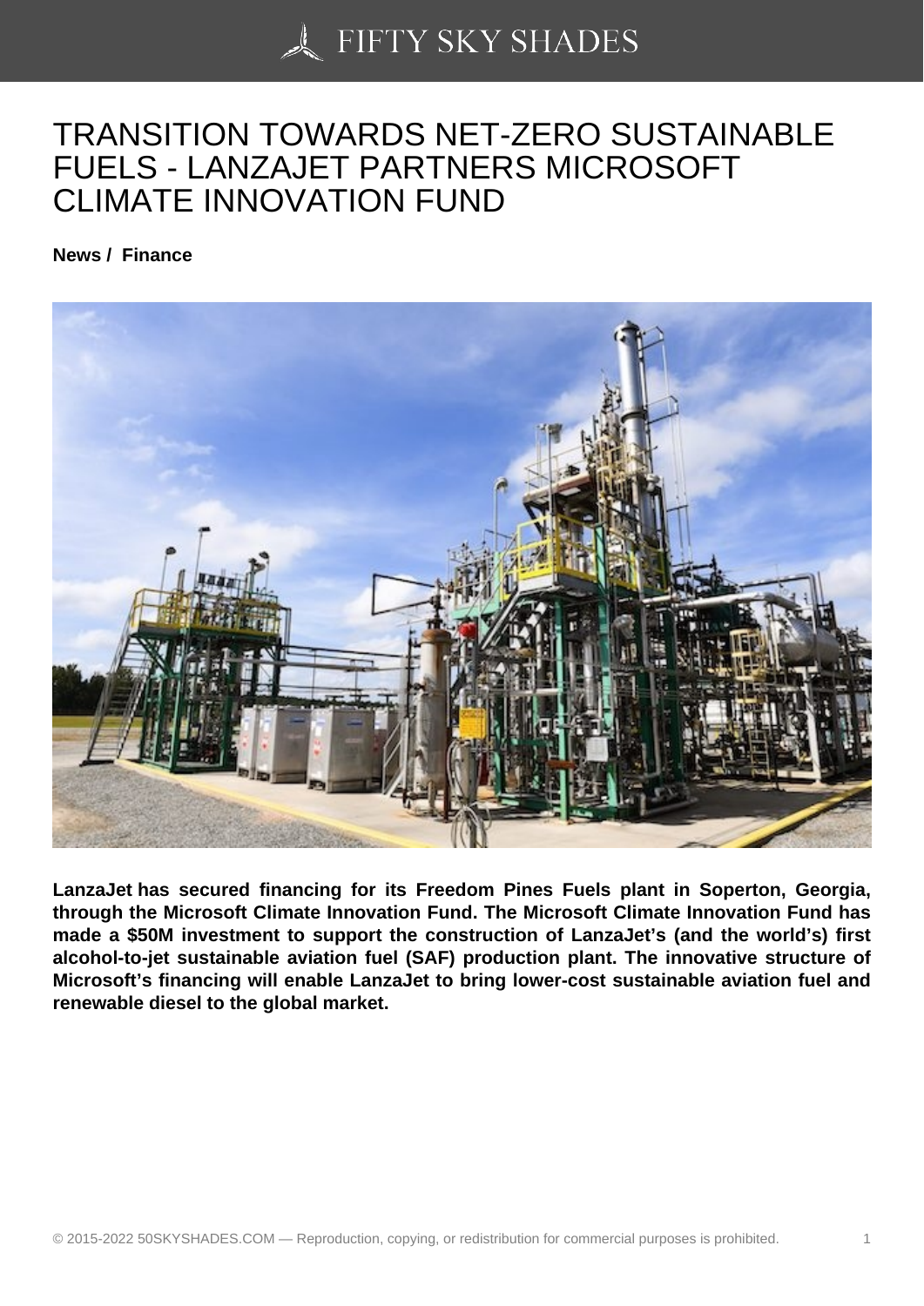# TRANSITION TOWARDS NET-ZERO SUSTAINABLE FUELS - LANZAJET PARTNERS MICROSOFT CLIMATE INNOVATION FUND

**News / Finance**

**LanzaJet has secured financing for its Freedom Pines Fuels plant in Soperton, Georgia, through the Microsoft Climate Innovation Fund. The Microsoft Climate Innovation Fund has made a $50M investment to support the construction of LanzaJet's (and the world's) first alcohol-to-jet sustainable aviation fuel (SAF) production plant. The innovative structure of Microsoft's financing will enable LanzaJet to bring lower-cost sustainable aviation fuel and renewable diesel to the global market.**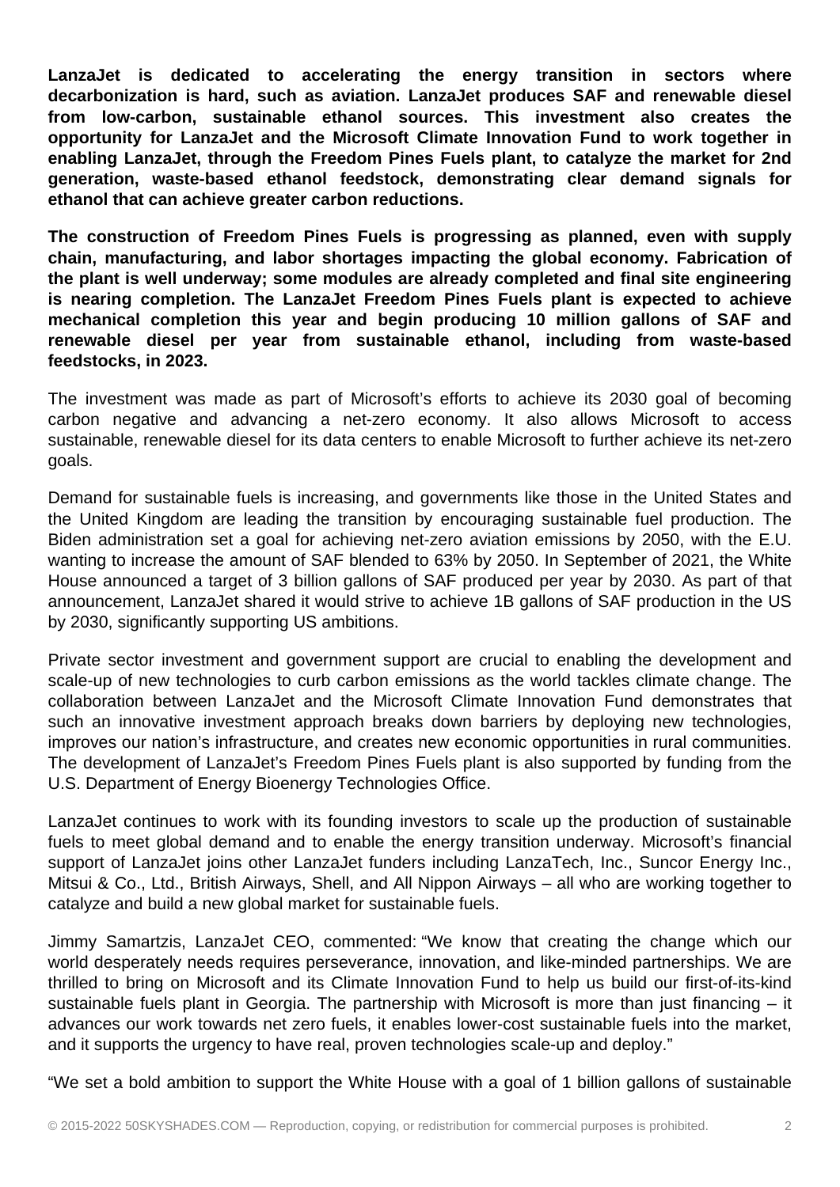**LanzaJet is dedicated to accelerating the energy transition in sectors where decarbonization is hard, such as aviation. LanzaJet produces SAF and renewable diesel from low-carbon, sustainable ethanol sources. This investment also creates the opportunity for LanzaJet and the Microsoft Climate Innovation Fund to work together in enabling LanzaJet, through the Freedom Pines Fuels plant, to catalyze the market for 2nd generation, waste-based ethanol feedstock, demonstrating clear demand signals for ethanol that can achieve greater carbon reductions.**

**The construction of Freedom Pines Fuels is progressing as planned, even with supply chain, manufacturing, and labor shortages impacting the global economy. Fabrication of the plant is well underway; some modules are already completed and final site engineering is nearing completion. The LanzaJet Freedom Pines Fuels plant is expected to achieve mechanical completion this year and begin producing 10 million gallons of SAF and renewable diesel per year from sustainable ethanol, including from waste-based feedstocks, in 2023.**

The investment was made as part of Microsoft's efforts to achieve its 2030 goal of becoming carbon negative and advancing a net-zero economy. It also allows Microsoft to access sustainable, renewable diesel for its data centers to enable Microsoft to further achieve its net-zero goals.

Demand for sustainable fuels is increasing, and governments like those in the United States and the United Kingdom are leading the transition by encouraging sustainable fuel production. The Biden administration set a goal for achieving net-zero aviation emissions by 2050, with the E.U. wanting to increase the amount of SAF blended to 63% by 2050. In September of 2021, the White House announced a target of 3 billion gallons of SAF produced per year by 2030. As part of that announcement, LanzaJet shared it would strive to achieve 1B gallons of SAF production in the US by 2030, significantly supporting US ambitions.

Private sector investment and government support are crucial to enabling the development and scale-up of new technologies to curb carbon emissions as the world tackles climate change. The collaboration between LanzaJet and the Microsoft Climate Innovation Fund demonstrates that such an innovative investment approach breaks down barriers by deploying new technologies, improves our nation's infrastructure, and creates new economic opportunities in rural communities. The development of LanzaJet's Freedom Pines Fuels plant is also supported by funding from the U.S. Department of Energy Bioenergy Technologies Office.

LanzaJet continues to work with its founding investors to scale up the production of sustainable fuels to meet global demand and to enable the energy transition underway. Microsoft's financial support of LanzaJet joins other LanzaJet funders including LanzaTech, Inc., Suncor Energy Inc., Mitsui & Co., Ltd., British Airways, Shell, and All Nippon Airways – all who are working together to catalyze and build a new global market for sustainable fuels.

Jimmy Samartzis, LanzaJet CEO, commented: "We know that creating the change which our world desperately needs requires perseverance, innovation, and like-minded partnerships. We are thrilled to bring on Microsoft and its Climate Innovation Fund to help us build our first-of-its-kind sustainable fuels plant in Georgia. The partnership with Microsoft is more than just financing – it advances our work towards net zero fuels, it enables lower-cost sustainable fuels into the market, and it supports the urgency to have real, proven technologies scale-up and deploy."

"We set a bold ambition to support the White House with a goal of 1 billion gallons of sustainable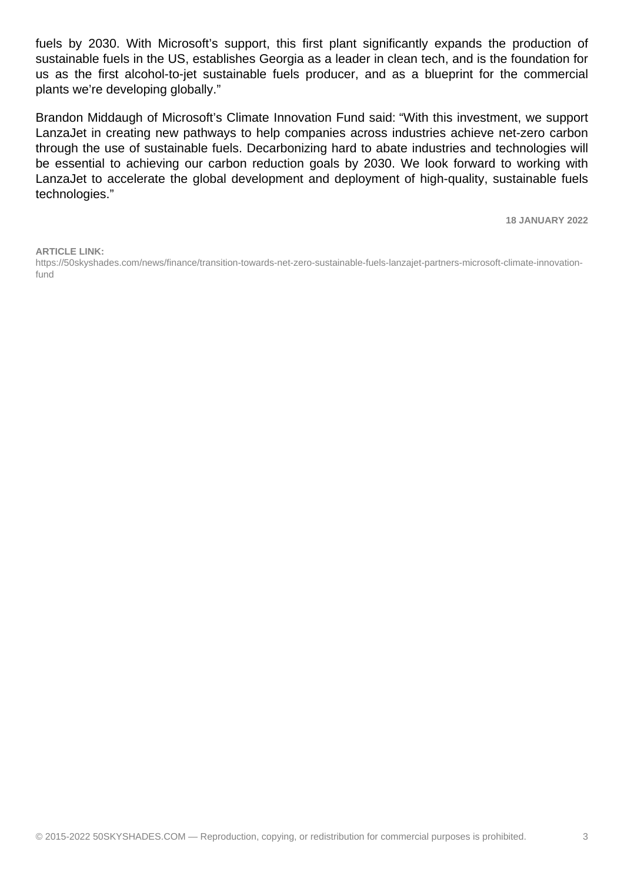fuels by 2030. With Microsoft's support, this first plant significantly expands the production of sustainable fuels in the US, establishes Georgia as a leader in clean tech, and is the foundation for us as the first alcohol-to-jet sustainable fuels producer, and as a blueprint for the commercial plants we're developing globally."

Brandon Middaugh of Microsoft's Climate Innovation Fund said: "With this investment, we support LanzaJet in creating new pathways to help companies across industries achieve net-zero carbon through the use of sustainable fuels. Decarbonizing hard to abate industries and technologies will be essential to achieving our carbon reduction goals by 2030. We look forward to working with LanzaJet to accelerate the global development and deployment of high-quality, sustainable fuels technologies."

**18 JANUARY 2022**

**ARTICLE LINK:**
https://50skyshades.com/news/finance/transition-towards-net-zero-sustainable-fuels-lanzajet-partners-microsoft-climate-innovation-fund

© 2015-2022 50SKYSHADES.COM — Reproduction, copying, or redistribution for commercial purposes is prohibited.